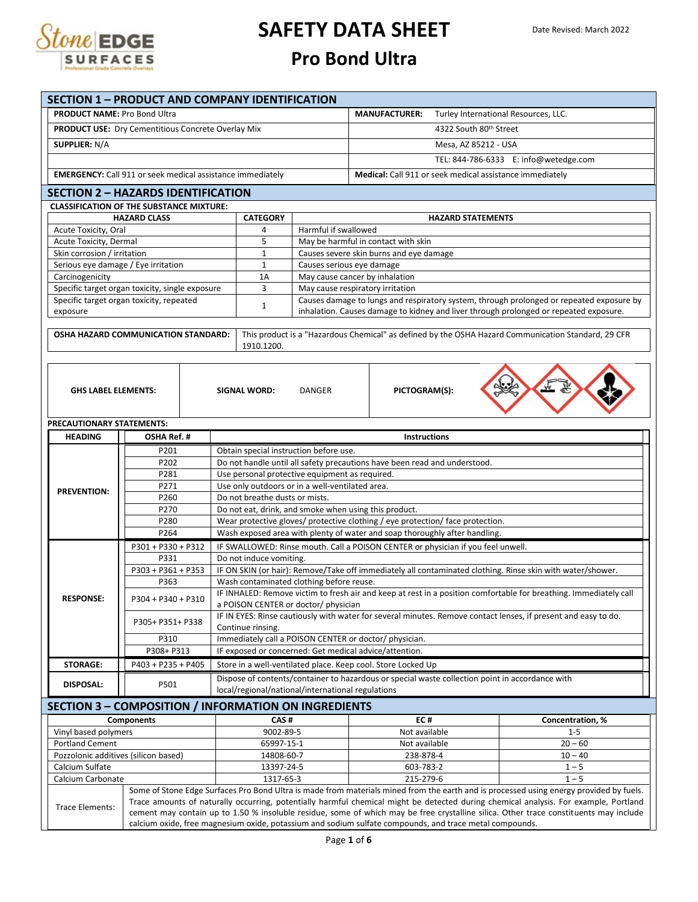# SAFETY DATA SHEET

## Pro Bond Ultra

Date Revised: March 2022

## SECTION 1 – PRODUCT AND COMPANY IDENTIFICATION

| | |
|---|---|
| **PRODUCT NAME:** Pro Bond Ultra | **MANUFACTURER:** Turley International Resources, LLC. |
| **PRODUCT USE:** Dry Cementitious Concrete Overlay Mix | 4322 South 80th Street |
| **SUPPLIER:** N/A | Mesa, AZ 85212 - USA |
| | TEL: 844-786-6333 E: info@wetedge.com |
| **EMERGENCY:** Call 911 or seek medical assistance immediately | **Medical:** Call 911 or seek medical assistance immediately |

## SECTION 2 – HAZARDS IDENTIFICATION

**CLASSIFICATION OF THE SUBSTANCE MIXTURE:**

| HAZARD CLASS | CATEGORY | HAZARD STATEMENTS |
|---|---|---|
| Acute Toxicity, Oral | 4 | Harmful if swallowed |
| Acute Toxicity, Dermal | 5 | May be harmful in contact with skin |
| Skin corrosion / irritation | 1 | Causes severe skin burns and eye damage |
| Serious eye damage / Eye irritation | 1 | Causes serious eye damage |
| Carcinogenicity | 1A | May cause cancer by inhalation |
| Specific target organ toxicity, single exposure | 3 | May cause respiratory irritation |
| Specific target organ toxicity, repeated exposure | 1 | Causes damage to lungs and respiratory system, through prolonged or repeated exposure by inhalation. Causes damage to kidney and liver through prolonged or repeated exposure. |

| | |
|---|---|
| **OSHA HAZARD COMMUNICATION STANDARD:** | This product is a "Hazardous Chemical" as defined by the OSHA Hazard Communication Standard, 29 CFR 1910.1200. |

| | | |
|---|---|---|
| **GHS LABEL ELEMENTS:** | **SIGNAL WORD:** DANGER | **PICTOGRAM(S):** |

**PRECAUTIONARY STATEMENTS:**

| HEADING | OSHA Ref. # | Instructions |
|---|---|---|
| **PREVENTION:** | P201 | Obtain special instruction before use. |
| | P202 | Do not handle until all safety precautions have been read and understood. |
| | P281 | Use personal protective equipment as required. |
| | P271 | Use only outdoors or in a well-ventilated area. |
| | P260 | Do not breathe dusts or mists. |
| | P270 | Do not eat, drink, and smoke when using this product. |
| | P280 | Wear protective gloves/ protective clothing / eye protection/ face protection. |
| | P264 | Wash exposed area with plenty of water and soap thoroughly after handling. |
| **RESPONSE:** | P301 + P330 + P312 | IF SWALLOWED: Rinse mouth. Call a POISON CENTER or physician if you feel unwell. |
| | P331 | Do not induce vomiting. |
| | P303 + P361 + P353 | IF ON SKIN (or hair): Remove/Take off immediately all contaminated clothing. Rinse skin with water/shower. |
| | P363 | Wash contaminated clothing before reuse. |
| | P304 + P340 + P310 | IF INHALED: Remove victim to fresh air and keep at rest in a position comfortable for breathing. Immediately call a POISON CENTER or doctor/ physician |
| | P305+ P351+ P338 | IF IN EYES: Rinse cautiously with water for several minutes. Remove contact lenses, if present and easy to do. Continue rinsing. |
| | P310 | Immediately call a POISON CENTER or doctor/ physician. |
| | P308+ P313 | IF exposed or concerned: Get medical advice/attention. |
| **STORAGE:** | P403 + P235 + P405 | Store in a well-ventilated place. Keep cool. Store Locked Up |
| **DISPOSAL:** | P501 | Dispose of contents/container to hazardous or special waste collection point in accordance with local/regional/national/international regulations |

## SECTION 3 – COMPOSITION / INFORMATION ON INGREDIENTS

| Components | CAS # | EC # | Concentration, % |
|---|---|---|---|
| Vinyl based polymers | 9002-89-5 | Not available | 1-5 |
| Portland Cement | 65997-15-1 | Not available | 20 – 60 |
| Pozzolonic additives (silicon based) | 14808-60-7 | 238-878-4 | 10 – 40 |
| Calcium Sulfate | 13397-24-5 | 603-783-2 | 1 – 5 |
| Calcium Carbonate | 1317-65-3 | 215-279-6 | 1 – 5 |

| | |
|---|---|
| Trace Elements: | Some of Stone Edge Surfaces Pro Bond Ultra is made from materials mined from the earth and is processed using energy provided by fuels. Trace amounts of naturally occurring, potentially harmful chemical might be detected during chemical analysis. For example, Portland cement may contain up to 1.50 % insoluble residue, some of which may be free crystalline silica. Other trace constituents may include calcium oxide, free magnesium oxide, potassium and sodium sulfate compounds, and trace metal compounds. |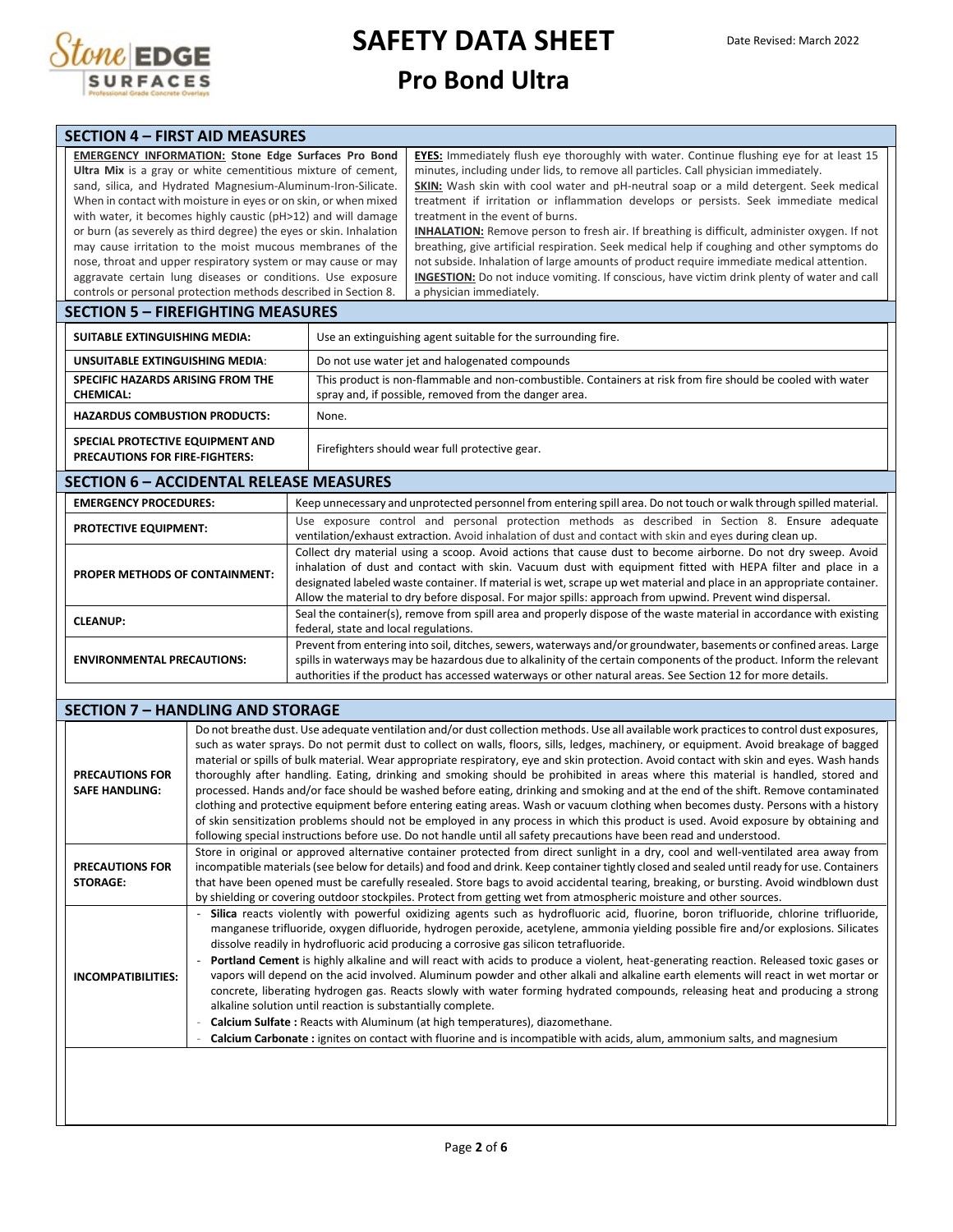# SAFETY DATA SHEET

## Pro Bond Ultra

Date Revised: March 2022

## SECTION 4 – FIRST AID MEASURES

**EMERGENCY INFORMATION: Stone Edge Surfaces Pro Bond Ultra Mix** is a gray or white cementitious mixture of cement, sand, silica, and Hydrated Magnesium-Aluminum-Iron-Silicate. When in contact with moisture in eyes or on skin, or when mixed with water, it becomes highly caustic (pH>12) and will damage or burn (as severely as third degree) the eyes or skin. Inhalation may cause irritation to the moist mucous membranes of the nose, throat and upper respiratory system or may cause or may aggravate certain lung diseases or conditions. Use exposure controls or personal protection methods described in Section 8.

**EYES:** Immediately flush eye thoroughly with water. Continue flushing eye for at least 15 minutes, including under lids, to remove all particles. Call physician immediately.

**SKIN:** Wash skin with cool water and pH-neutral soap or a mild detergent. Seek medical treatment if irritation or inflammation develops or persists. Seek immediate medical treatment in the event of burns.

**INHALATION:** Remove person to fresh air. If breathing is difficult, administer oxygen. If not breathing, give artificial respiration. Seek medical help if coughing and other symptoms do not subside. Inhalation of large amounts of product require immediate medical attention.

**INGESTION:** Do not induce vomiting. If conscious, have victim drink plenty of water and call a physician immediately.

## SECTION 5 – FIREFIGHTING MEASURES

| | |
|---|---|
| **SUITABLE EXTINGUISHING MEDIA:** | Use an extinguishing agent suitable for the surrounding fire. |
| **UNSUITABLE EXTINGUISHING MEDIA**: | Do not use water jet and halogenated compounds |
| **SPECIFIC HAZARDS ARISING FROM THE CHEMICAL:** | This product is non-flammable and non-combustible. Containers at risk from fire should be cooled with water spray and, if possible, removed from the danger area. |
| **HAZARDUS COMBUSTION PRODUCTS:** | None. |
| **SPECIAL PROTECTIVE EQUIPMENT AND PRECAUTIONS FOR FIRE-FIGHTERS:** | Firefighters should wear full protective gear. |

## SECTION 6 – ACCIDENTAL RELEASE MEASURES

| | |
|---|---|
| **EMERGENCY PROCEDURES:** | Keep unnecessary and unprotected personnel from entering spill area. Do not touch or walk through spilled material. |
| **PROTECTIVE EQUIPMENT:** | Use exposure control and personal protection methods as described in Section 8. Ensure adequate ventilation/exhaust extraction. Avoid inhalation of dust and contact with skin and eyes during clean up. |
| **PROPER METHODS OF CONTAINMENT:** | Collect dry material using a scoop. Avoid actions that cause dust to become airborne. Do not dry sweep. Avoid inhalation of dust and contact with skin. Vacuum dust with equipment fitted with HEPA filter and place in a designated labeled waste container. If material is wet, scrape up wet material and place in an appropriate container. Allow the material to dry before disposal. For major spills: approach from upwind. Prevent wind dispersal. |
| **CLEANUP:** | Seal the container(s), remove from spill area and properly dispose of the waste material in accordance with existing federal, state and local regulations. |
| **ENVIRONMENTAL PRECAUTIONS:** | Prevent from entering into soil, ditches, sewers, waterways and/or groundwater, basements or confined areas. Large spills in waterways may be hazardous due to alkalinity of the certain components of the product. Inform the relevant authorities if the product has accessed waterways or other natural areas. See Section 12 for more details. |

## SECTION 7 – HANDLING AND STORAGE

| | |
|---|---|
| **PRECAUTIONS FOR SAFE HANDLING:** | Do not breathe dust. Use adequate ventilation and/or dust collection methods. Use all available work practices to control dust exposures, such as water sprays. Do not permit dust to collect on walls, floors, sills, ledges, machinery, or equipment. Avoid breakage of bagged material or spills of bulk material. Wear appropriate respiratory, eye and skin protection. Avoid contact with skin and eyes. Wash hands thoroughly after handling. Eating, drinking and smoking should be prohibited in areas where this material is handled, stored and processed. Hands and/or face should be washed before eating, drinking and smoking and at the end of the shift. Remove contaminated clothing and protective equipment before entering eating areas. Wash or vacuum clothing when becomes dusty. Persons with a history of skin sensitization problems should not be employed in any process in which this product is used. Avoid exposure by obtaining and following special instructions before use. Do not handle until all safety precautions have been read and understood. |
| **PRECAUTIONS FOR STORAGE:** | Store in original or approved alternative container protected from direct sunlight in a dry, cool and well-ventilated area away from incompatible materials (see below for details) and food and drink. Keep container tightly closed and sealed until ready for use. Containers that have been opened must be carefully resealed. Store bags to avoid accidental tearing, breaking, or bursting. Avoid windblown dust by shielding or covering outdoor stockpiles. Protect from getting wet from atmospheric moisture and other sources. |
| **INCOMPATIBILITIES:** | - **Silica** reacts violently with powerful oxidizing agents such as hydrofluoric acid, fluorine, boron trifluoride, chlorine trifluoride, manganese trifluoride, oxygen difluoride, hydrogen peroxide, acetylene, ammonia yielding possible fire and/or explosions. Silicates dissolve readily in hydrofluoric acid producing a corrosive gas silicon tetrafluoride.<br>- **Portland Cement** is highly alkaline and will react with acids to produce a violent, heat-generating reaction. Released toxic gases or vapors will depend on the acid involved. Aluminum powder and other alkali and alkaline earth elements will react in wet mortar or concrete, liberating hydrogen gas. Reacts slowly with water forming hydrated compounds, releasing heat and producing a strong alkaline solution until reaction is substantially complete.<br>- **Calcium Sulfate :** Reacts with Aluminum (at high temperatures), diazomethane.<br>- **Calcium Carbonate :** ignites on contact with fluorine and is incompatible with acids, alum, ammonium salts, and magnesium |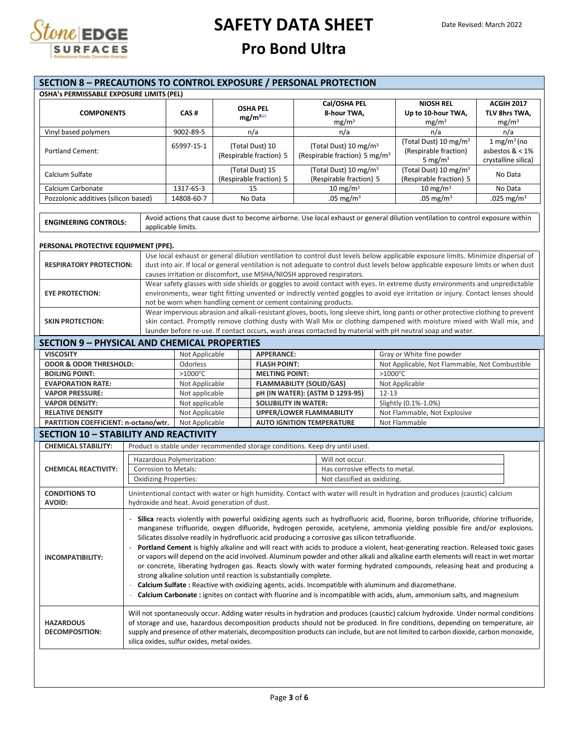# SAFETY DATA SHEET

# Pro Bond Ultra

Date Revised: March 2022

## SECTION 8 – PRECAUTIONS TO CONTROL EXPOSURE / PERSONAL PROTECTION

**OSHA's PERMISSABLE EXPOSURE LIMITS (PEL)**

| COMPONENTS | CAS # | OSHA PEL mg/m$^3$ (e) | Cal/OSHA PEL 8-hour TWA, mg/m$^3$ | NIOSH REL Up to 10-hour TWA, mg/m$^3$ | ACGIH 2017 TLV 8hrs TWA, mg/m$^3$ |
|---|---|---|---|---|---|
| Vinyl based polymers | 9002-89-5 | n/a | n/a | n/a | n/a |
| Portland Cement: | 65997-15-1 | (Total Dust) 10 (Respirable fraction) 5 | (Total Dust) 10 mg/m$^3$ (Respirable fraction) 5 mg/m$^3$ | (Total Dust) 10 mg/m$^3$ (Respirable fraction) 5 mg/m$^3$ | 1 mg/m$^3$ (no asbestos & < 1% crystalline silica) |
| Calcium Sulfate | | (Total Dust) 15 (Respirable fraction) 5 | (Total Dust) 10 mg/m$^3$ (Respirable fraction) 5 | (Total Dust) 10 mg/m$^3$ (Respirable fraction) 5 | No Data |
| Calcium Carbonate | 1317-65-3 | 15 | 10 mg/m$^3$ | 10 mg/m$^3$ | No Data |
| Pozzolonic additives (silicon based) | 14808-60-7 | No Data | .05 mg/m$^3$ | .05 mg/m$^3$ | .025 mg/m$^3$ |

| | |
|---|---|
| **ENGINEERING CONTROLS:** | Avoid actions that cause dust to become airborne. Use local exhaust or general dilution ventilation to control exposure within applicable limits. |

**PERSONAL PROTECTIVE EQUIPMENT (PPE).**

| | |
|---|---|
| **RESPIRATORY PROTECTION:** | Use local exhaust or general dilution ventilation to control dust levels below applicable exposure limits. Minimize dispersal of dust into air. If local or general ventilation is not adequate to control dust levels below applicable exposure limits or when dust causes irritation or discomfort, use MSHA/NIOSH approved respirators. |
| **EYE PROTECTION:** | Wear safety glasses with side shields or goggles to avoid contact with eyes. In extreme dusty environments and unpredictable environments, wear tight fitting unvented or indirectly vented goggles to avoid eye irritation or injury. Contact lenses should not be worn when handling cement or cement containing products. |
| **SKIN PROTECTION:** | Wear impervious abrasion and alkali-resistant gloves, boots, long sleeve shirt, long pants or other protective clothing to prevent skin contact. Promptly remove clothing dusty with Wall Mix or clothing dampened with moisture mixed with Wall mix, and launder before re-use. If contact occurs, wash areas contacted by material with pH neutral soap and water. |

## SECTION 9 – PHYSICAL AND CHEMICAL PROPERTIES

| | | | |
|---|---|---|---|
| **VISCOSITY** | Not Applicable | **APPERANCE:** | Gray or White fine powder |
| **ODOR & ODOR THRESHOLD:** | Odorless | **FLASH POINT:** | Not Applicable, Not Flammable, Not Combustible |
| **BOILING POINT:** | >1000°C | **MELTING POINT:** | >1000°C |
| **EVAPORATION RATE:** | Not Applicable | **FLAMMABILITY (SOLID/GAS)** | Not Applicable |
| **VAPOR PRESSURE:** | Not applicable | **pH (IN WATER): (ASTM D 1293-95)** | 12-13 |
| **VAPOR DENSITY:** | Not applicable | **SOLUBILITY IN WATER:** | Slightly (0.1%-1.0%) |
| **RELATIVE DENSITY** | Not Applicable | **UPPER/LOWER FLAMMABILITY** | Not Flammable, Not Explosive |
| **PARTITION COEFFICIENT: n-octano/wtr.** | Not Applicable | **AUTO IGNITION TEMPERATURE** | Not Flammable |

## SECTION 10 – STABILITY AND REACTIVITY

| | |
|---|---|
| **CHEMICAL STABILITY:** | Product is stable under recommended storage conditions. Keep dry until used. |
| **CHEMICAL REACTIVITY:** | Hazardous Polymerization: Will not occur.<br>Corrosion to Metals: Has corrosive effects to metal.<br>Oxidizing Properties: Not classified as oxidizing. |
| **CONDITIONS TO AVOID:** | Unintentional contact with water or high humidity. Contact with water will result in hydration and produces (caustic) calcium hydroxide and heat. Avoid generation of dust. |
| **INCOMPATIBILITY:** | - **Silica** reacts violently with powerful oxidizing agents such as hydrofluoric acid, fluorine, boron trifluoride, chlorine trifluoride, manganese trifluoride, oxygen difluoride, hydrogen peroxide, acetylene, ammonia yielding possible fire and/or explosions. Silicates dissolve readily in hydrofluoric acid producing a corrosive gas silicon tetrafluoride.<br>- **Portland Cement** is highly alkaline and will react with acids to produce a violent, heat-generating reaction. Released toxic gases or vapors will depend on the acid involved. Aluminum powder and other alkali and alkaline earth elements will react in wet mortar or concrete, liberating hydrogen gas. Reacts slowly with water forming hydrated compounds, releasing heat and producing a strong alkaline solution until reaction is substantially complete.<br>- **Calcium Sulfate :** Reactive with oxidizing agents, acids. Incompatible with aluminum and diazomethane.<br>- **Calcium Carbonate :** ignites on contact with fluorine and is incompatible with acids, alum, ammonium salts, and magnesium |
| **HAZARDOUS DECOMPOSITION:** | Will not spontaneously occur. Adding water results in hydration and produces (caustic) calcium hydroxide. Under normal conditions of storage and use, hazardous decomposition products should not be produced. In fire conditions, depending on temperature, air supply and presence of other materials, decomposition products can include, but are not limited to carbon dioxide, carbon monoxide, silica oxides, sulfur oxides, metal oxides. |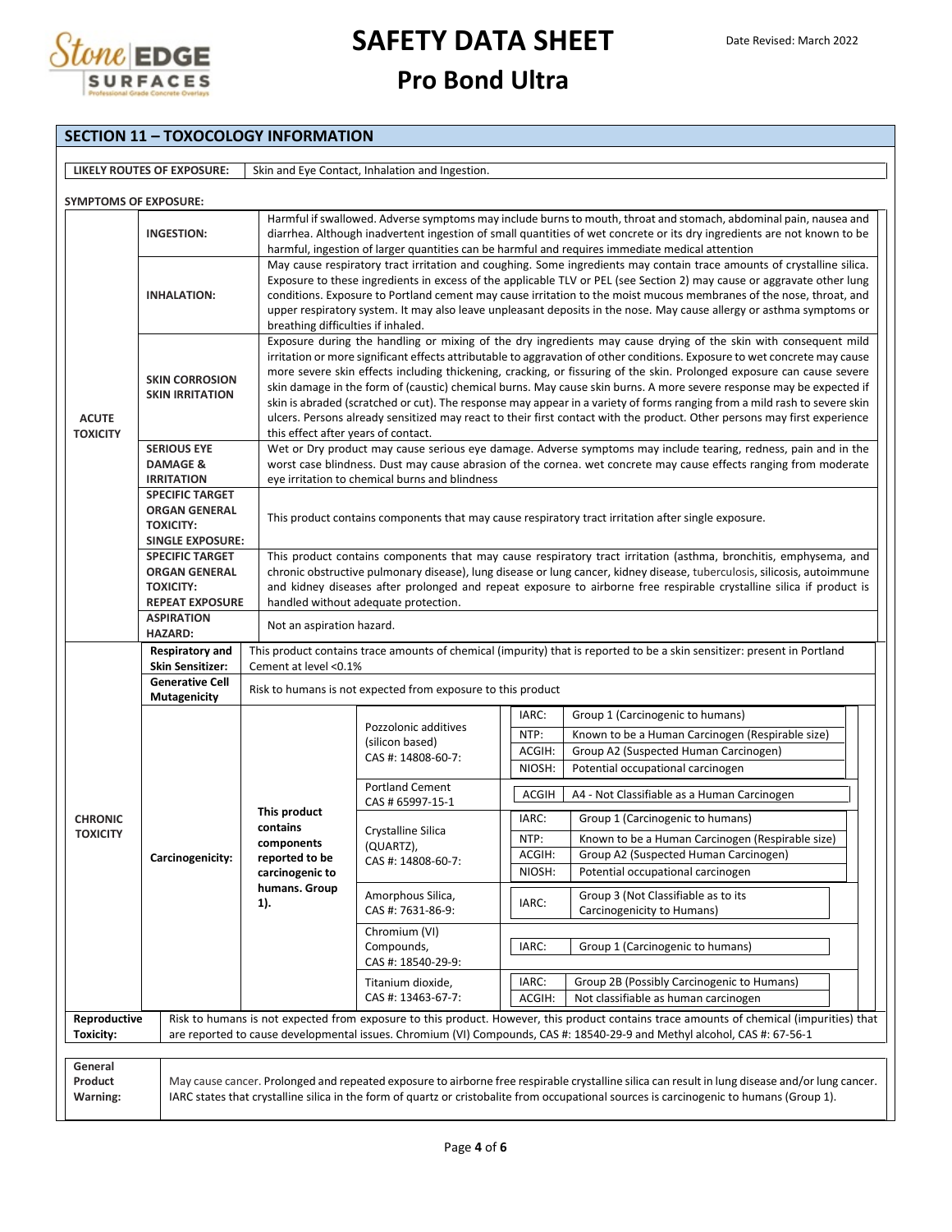# SAFETY DATA SHEET

# Pro Bond Ultra

Date Revised: March 2022

## SECTION 11 – TOXOCOLOGY INFORMATION

| LIKELY ROUTES OF EXPOSURE: | Skin and Eye Contact, Inhalation and Ingestion. |
|---|---|

**SYMPTOMS OF EXPOSURE:**

| | | |
|---|---|---|
| **ACUTE TOXICITY** | **INGESTION:** | Harmful if swallowed. Adverse symptoms may include burns to mouth, throat and stomach, abdominal pain, nausea and diarrhea. Although inadvertent ingestion of small quantities of wet concrete or its dry ingredients are not known to be harmful, ingestion of larger quantities can be harmful and requires immediate medical attention |
| | **INHALATION:** | May cause respiratory tract irritation and coughing. Some ingredients may contain trace amounts of crystalline silica. Exposure to these ingredients in excess of the applicable TLV or PEL (see Section 2) may cause or aggravate other lung conditions. Exposure to Portland cement may cause irritation to the moist mucous membranes of the nose, throat, and upper respiratory system. It may also leave unpleasant deposits in the nose. May cause allergy or asthma symptoms or breathing difficulties if inhaled. |
| | **SKIN CORROSION SKIN IRRITATION** | Exposure during the handling or mixing of the dry ingredients may cause drying of the skin with consequent mild irritation or more significant effects attributable to aggravation of other conditions. Exposure to wet concrete may cause more severe skin effects including thickening, cracking, or fissuring of the skin. Prolonged exposure can cause severe skin damage in the form of (caustic) chemical burns. May cause skin burns. A more severe response may be expected if skin is abraded (scratched or cut). The response may appear in a variety of forms ranging from a mild rash to severe skin ulcers. Persons already sensitized may react to their first contact with the product. Other persons may first experience this effect after years of contact. |
| | **SERIOUS EYE DAMAGE & IRRITATION** | Wet or Dry product may cause serious eye damage. Adverse symptoms may include tearing, redness, pain and in the worst case blindness. Dust may cause abrasion of the cornea. wet concrete may cause effects ranging from moderate eye irritation to chemical burns and blindness |
| | **SPECIFIC TARGET ORGAN GENERAL TOXICITY: SINGLE EXPOSURE:** | This product contains components that may cause respiratory tract irritation after single exposure. |
| | **SPECIFIC TARGET ORGAN GENERAL TOXICITY: REPEAT EXPOSURE** | This product contains components that may cause respiratory tract irritation (asthma, bronchitis, emphysema, and chronic obstructive pulmonary disease), lung disease or lung cancer, kidney disease, tuberculosis, silicosis, autoimmune and kidney diseases after prolonged and repeat exposure to airborne free respirable crystalline silica if product is handled without adequate protection. |
| | **ASPIRATION HAZARD:** | Not an aspiration hazard. |

| | | | | | |
|---|---|---|---|---|---|
| **CHRONIC TOXICITY** | **Respiratory and Skin Sensitizer:** | This product contains trace amounts of chemical (impurity) that is reported to be a skin sensitizer: present in Portland Cement at level <0.1% | | | |
| | **Generative Cell Mutagenicity** | Risk to humans is not expected from exposure to this product | | | |
| | **Carcinogenicity:** | **This product contains components reported to be carcinogenic to humans. Group 1).** | Pozzolonic additives (silicon based) CAS #: 14808-60-7: | IARC: | Group 1 (Carcinogenic to humans) |
| | | | | NTP: | Known to be a Human Carcinogen (Respirable size) |
| | | | | ACGIH: | Group A2 (Suspected Human Carcinogen) |
| | | | | NIOSH: | Potential occupational carcinogen |
| | | | Portland Cement CAS # 65997-15-1 | ACGIH | A4 - Not Classifiable as a Human Carcinogen |
| | | | Crystalline Silica (QUARTZ), CAS #: 14808-60-7: | IARC: | Group 1 (Carcinogenic to humans) |
| | | | | NTP: | Known to be a Human Carcinogen (Respirable size) |
| | | | | ACGIH: | Group A2 (Suspected Human Carcinogen) |
| | | | | NIOSH: | Potential occupational carcinogen |
| | | | Amorphous Silica, CAS #: 7631-86-9: | IARC: | Group 3 (Not Classifiable as to its Carcinogenicity to Humans) |
| | | | Chromium (VI) Compounds, CAS #: 18540-29-9: | IARC: | Group 1 (Carcinogenic to humans) |
| | | | Titanium dioxide, CAS #: 13463-67-7: | IARC: | Group 2B (Possibly Carcinogenic to Humans) |
| | | | | ACGIH: | Not classifiable as human carcinogen |

| | |
|---|---|
| **Reproductive Toxicity:** | Risk to humans is not expected from exposure to this product. However, this product contains trace amounts of chemical (impurities) that are reported to cause developmental issues. Chromium (VI) Compounds, CAS #: 18540-29-9 and Methyl alcohol, CAS #: 67-56-1 |

| | |
|---|---|
| **General Product Warning:** | May cause cancer. Prolonged and repeated exposure to airborne free respirable crystalline silica can result in lung disease and/or lung cancer. IARC states that crystalline silica in the form of quartz or cristobalite from occupational sources is carcinogenic to humans (Group 1). |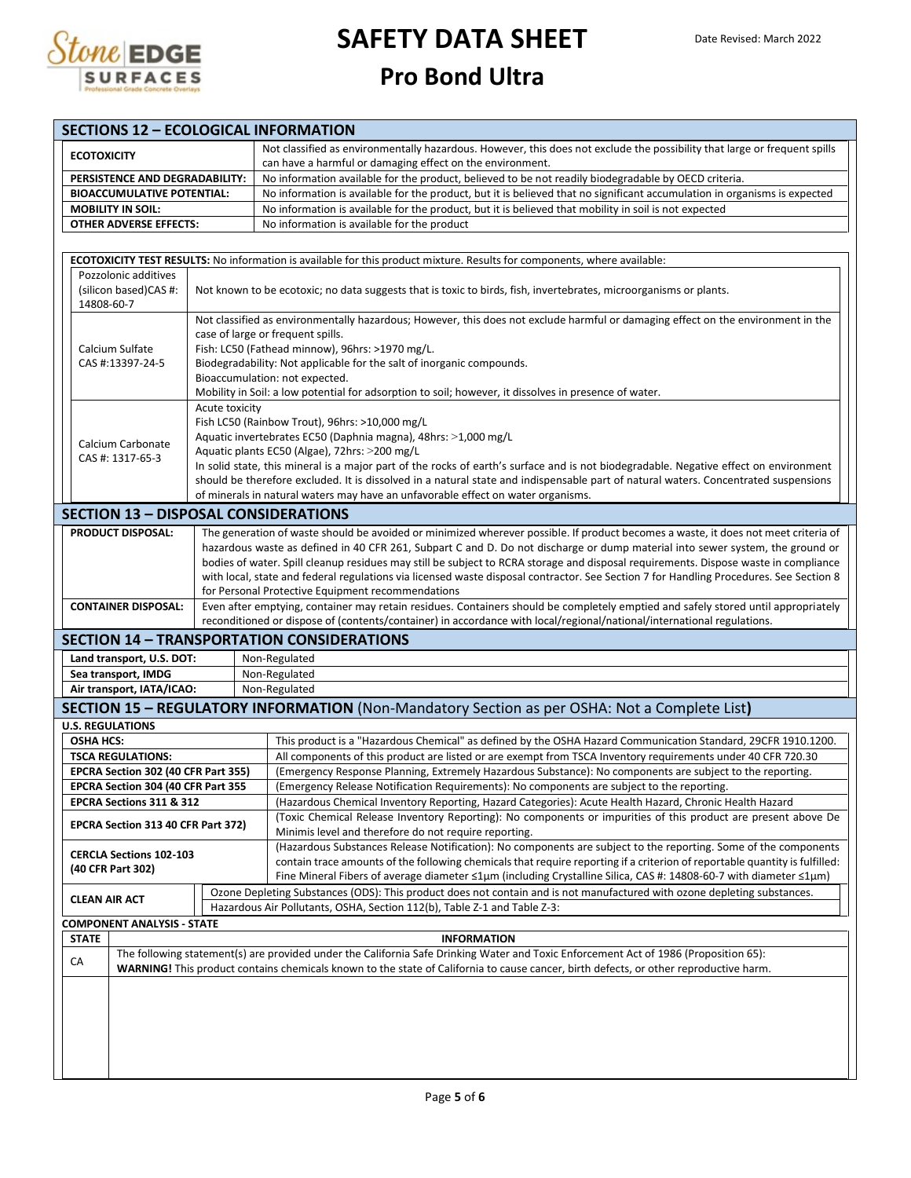## SECTIONS 12 – ECOLOGICAL INFORMATION

| | |
|---|---|
| **ECOTOXICITY** | Not classified as environmentally hazardous. However, this does not exclude the possibility that large or frequent spills can have a harmful or damaging effect on the environment. |
| **PERSISTENCE AND DEGRADABILITY:** | No information available for the product, believed to be not readily biodegradable by OECD criteria. |
| **BIOACCUMULATIVE POTENTIAL:** | No information is available for the product, but it is believed that no significant accumulation in organisms is expected |
| **MOBILITY IN SOIL:** | No information is available for the product, but it is believed that mobility in soil is not expected |
| **OTHER ADVERSE EFFECTS:** | No information is available for the product |

**ECOTOXICITY TEST RESULTS:** No information is available for this product mixture. Results for components, where available:

| | |
|---|---|
| Pozzolonic additives (silicon based)CAS #: 14808-60-7 | Not known to be ecotoxic; no data suggests that is toxic to birds, fish, invertebrates, microorganisms or plants. |
| Calcium Sulfate CAS #:13397-24-5 | Not classified as environmentally hazardous; However, this does not exclude harmful or damaging effect on the environment in the case of large or frequent spills.<br>Fish: LC50 (Fathead minnow), 96hrs: >1970 mg/L.<br>Biodegradability: Not applicable for the salt of inorganic compounds.<br>Bioaccumulation: not expected.<br>Mobility in Soil: a low potential for adsorption to soil; however, it dissolves in presence of water. |
| Calcium Carbonate CAS #: 1317-65-3 | Acute toxicity<br>Fish LC50 (Rainbow Trout), 96hrs: >10,000 mg/L<br>Aquatic invertebrates EC50 (Daphnia magna), 48hrs: >1,000 mg/L<br>Aquatic plants EC50 (Algae), 72hrs: >200 mg/L<br>In solid state, this mineral is a major part of the rocks of earth's surface and is not biodegradable. Negative effect on environment should be therefore excluded. It is dissolved in a natural state and indispensable part of natural waters. Concentrated suspensions of minerals in natural waters may have an unfavorable effect on water organisms. |

## SECTION 13 – DISPOSAL CONSIDERATIONS

| | |
|---|---|
| **PRODUCT DISPOSAL:** | The generation of waste should be avoided or minimized wherever possible. If product becomes a waste, it does not meet criteria of hazardous waste as defined in 40 CFR 261, Subpart C and D. Do not discharge or dump material into sewer system, the ground or bodies of water. Spill cleanup residues may still be subject to RCRA storage and disposal requirements. Dispose waste in compliance with local, state and federal regulations via licensed waste disposal contractor. See Section 7 for Handling Procedures. See Section 8 for Personal Protective Equipment recommendations |
| **CONTAINER DISPOSAL:** | Even after emptying, container may retain residues. Containers should be completely emptied and safely stored until appropriately reconditioned or dispose of (contents/container) in accordance with local/regional/national/international regulations. |

## SECTION 14 – TRANSPORTATION CONSIDERATIONS

| | |
|---|---|
| **Land transport, U.S. DOT:** | Non-Regulated |
| **Sea transport, IMDG** | Non-Regulated |
| **Air transport, IATA/ICAO:** | Non-Regulated |

## SECTION 15 – REGULATORY INFORMATION (Non-Mandatory Section as per OSHA: Not a Complete List)

**U.S. REGULATIONS**

| | |
|---|---|
| **OSHA HCS:** | This product is a "Hazardous Chemical" as defined by the OSHA Hazard Communication Standard, 29CFR 1910.1200. |
| **TSCA REGULATIONS:** | All components of this product are listed or are exempt from TSCA Inventory requirements under 40 CFR 720.30 |
| **EPCRA Section 302 (40 CFR Part 355)** | (Emergency Response Planning, Extremely Hazardous Substance): No components are subject to the reporting. |
| **EPCRA Section 304 (40 CFR Part 355** | (Emergency Release Notification Requirements): No components are subject to the reporting. |
| **EPCRA Sections 311 & 312** | (Hazardous Chemical Inventory Reporting, Hazard Categories): Acute Health Hazard, Chronic Health Hazard |
| **EPCRA Section 313 40 CFR Part 372)** | (Toxic Chemical Release Inventory Reporting): No components or impurities of this product are present above De Minimis level and therefore do not require reporting. |
| **CERCLA Sections 102-103 (40 CFR Part 302)** | (Hazardous Substances Release Notification): No components are subject to the reporting. Some of the components contain trace amounts of the following chemicals that require reporting if a criterion of reportable quantity is fulfilled: Fine Mineral Fibers of average diameter ≤1µm (including Crystalline Silica, CAS #: 14808-60-7 with diameter ≤1µm) |
| **CLEAN AIR ACT** | Ozone Depleting Substances (ODS): This product does not contain and is not manufactured with ozone depleting substances.<br>Hazardous Air Pollutants, OSHA, Section 112(b), Table Z-1 and Table Z-3: |

**COMPONENT ANALYSIS - STATE**

| STATE | INFORMATION |
|---|---|
| CA | The following statement(s) are provided under the California Safe Drinking Water and Toxic Enforcement Act of 1986 (Proposition 65):<br>**WARNING!** This product contains chemicals known to the state of California to cause cancer, birth defects, or other reproductive harm. |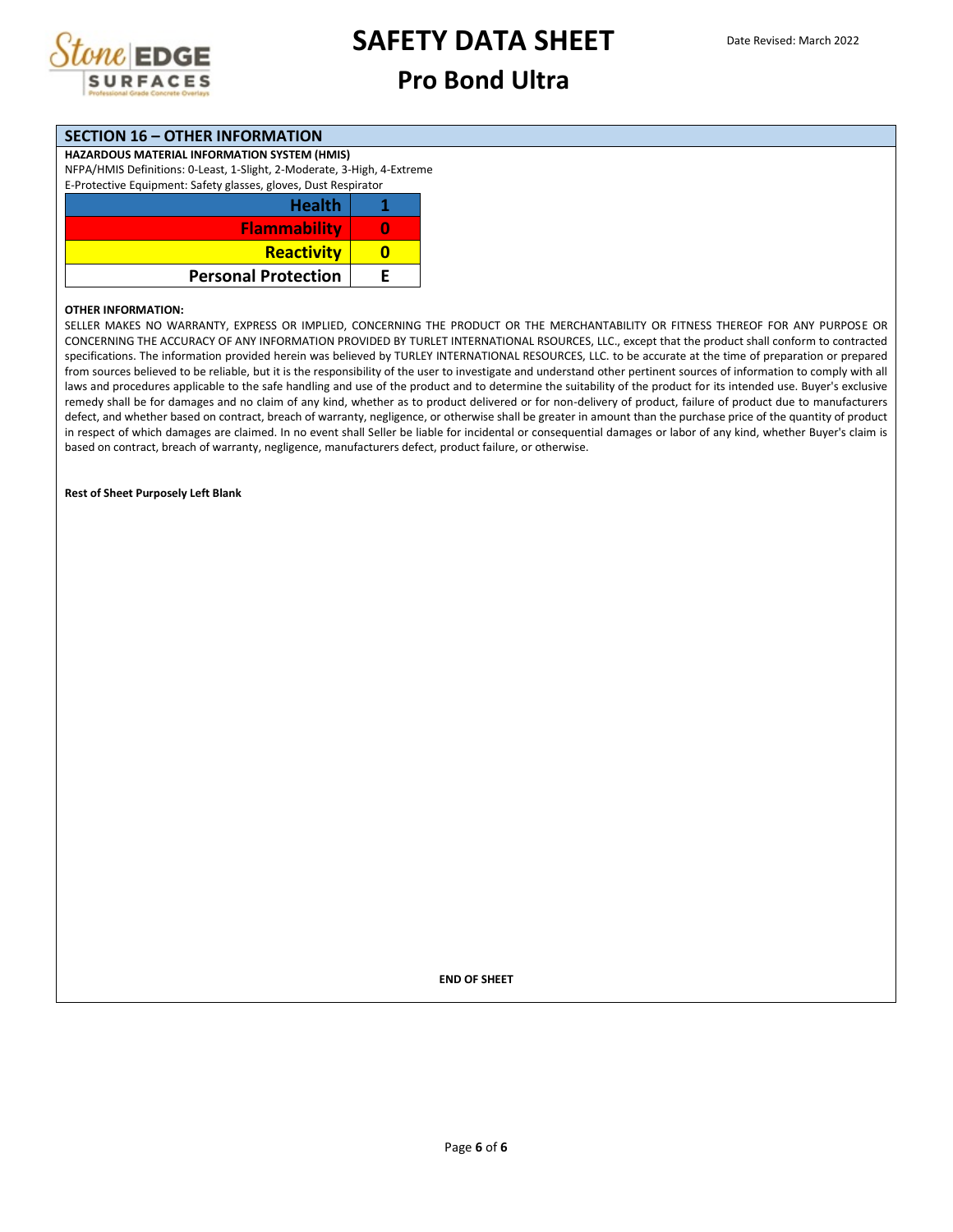## SECTION 16 – OTHER INFORMATION

**HAZARDOUS MATERIAL INFORMATION SYSTEM (HMIS)**

NFPA/HMIS Definitions: 0-Least, 1-Slight, 2-Moderate, 3-High, 4-Extreme

E-Protective Equipment: Safety glasses, gloves, Dust Respirator

| | |
|---|---|
| Health | 1 |
| Flammability | 0 |
| Reactivity | 0 |
| Personal Protection | E |

**OTHER INFORMATION:**

SELLER MAKES NO WARRANTY, EXPRESS OR IMPLIED, CONCERNING THE PRODUCT OR THE MERCHANTABILITY OR FITNESS THEREOF FOR ANY PURPOSE OR CONCERNING THE ACCURACY OF ANY INFORMATION PROVIDED BY TURLET INTERNATIONAL RSOURCES, LLC., except that the product shall conform to contracted specifications. The information provided herein was believed by TURLEY INTERNATIONAL RESOURCES, LLC. to be accurate at the time of preparation or prepared from sources believed to be reliable, but it is the responsibility of the user to investigate and understand other pertinent sources of information to comply with all laws and procedures applicable to the safe handling and use of the product and to determine the suitability of the product for its intended use. Buyer's exclusive remedy shall be for damages and no claim of any kind, whether as to product delivered or for non-delivery of product, failure of product due to manufacturers defect, and whether based on contract, breach of warranty, negligence, or otherwise shall be greater in amount than the purchase price of the quantity of product in respect of which damages are claimed. In no event shall Seller be liable for incidental or consequential damages or labor of any kind, whether Buyer's claim is based on contract, breach of warranty, negligence, manufacturers defect, product failure, or otherwise.

**Rest of Sheet Purposely Left Blank**

**END OF SHEET**